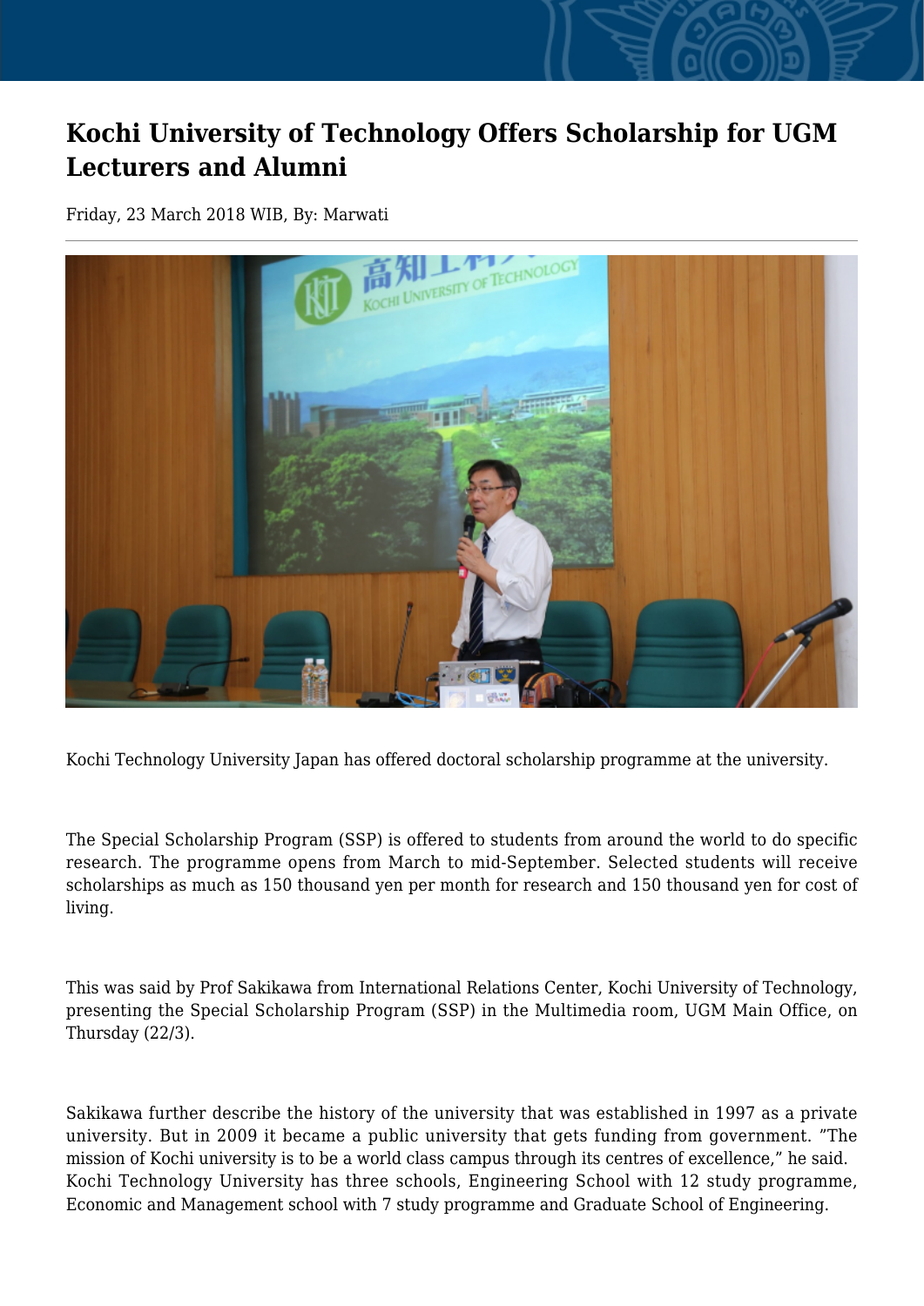# Kochi University of Technology Offers Scholarship for UGM Lecturers and Alumni

Friday, 23 March 2018 WIB, By: Marwati

Kochi Technology University Japan has offered doctoral scholarship programme at the university.

The Special Scholarship Program (SSP) is offered to students from around the world to do specific research. The programme opens from March to mid-September. Selected students will receive scholarships as much as 150 thousand yen per month for research and 150 thousand yen for cost of living.

This was said by Prof Sakikawa from International Relations Center, Kochi University of Technology, presenting the Special Scholarship Program (SSP) in the Multimedia room, UGM Main Office, on Thursday (22/3).

Sakikawa further describe the history of the university that was established in 1997 as a private university. But in 2009 it became a public university that gets funding from government. "The mission of Kochi university is to be a world class campus through its centres of excellence," he said. Kochi Technology University has three schools, Engineering School with 12 study programme, Economic and Management school with 7 study programme and Graduate School of Engineering.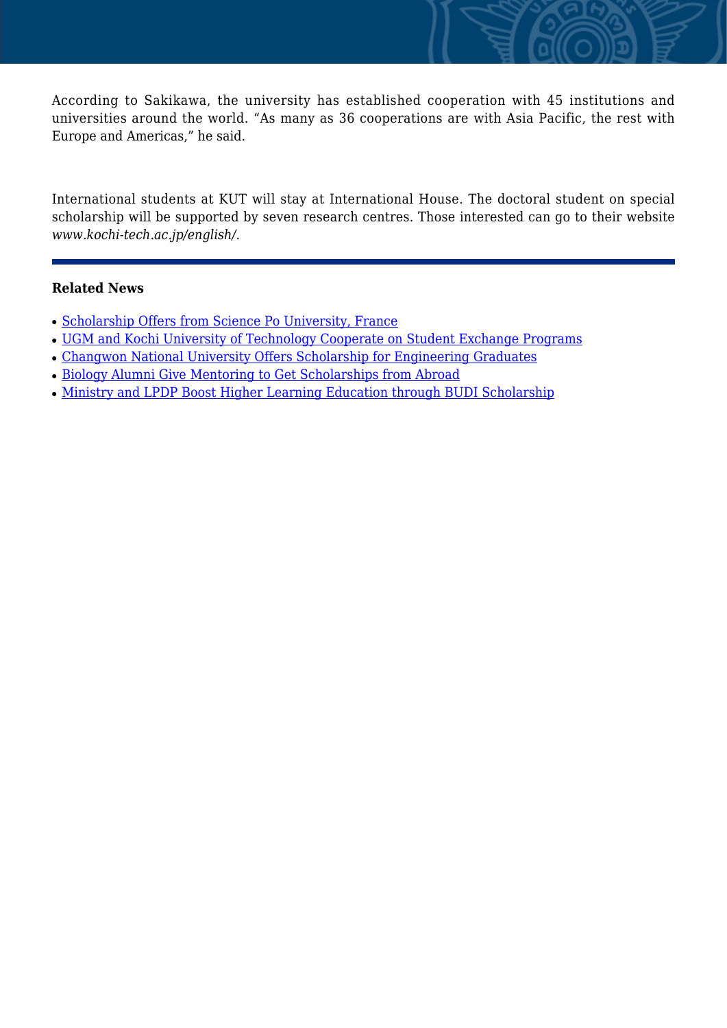According to Sakikawa, the university has established cooperation with 45 institutions and universities around the world. "As many as 36 cooperations are with Asia Pacific, the rest with Europe and Americas," he said.

International students at KUT will stay at International House. The doctoral student on special scholarship will be supported by seven research centres. Those interested can go to their website *www.kochi-tech.ac.jp/english/*.

---

**Related News**

- Scholarship Offers from Science Po University, France
- UGM and Kochi University of Technology Cooperate on Student Exchange Programs
- Changwon National University Offers Scholarship for Engineering Graduates
- Biology Alumni Give Mentoring to Get Scholarships from Abroad
- Ministry and LPDP Boost Higher Learning Education through BUDI Scholarship